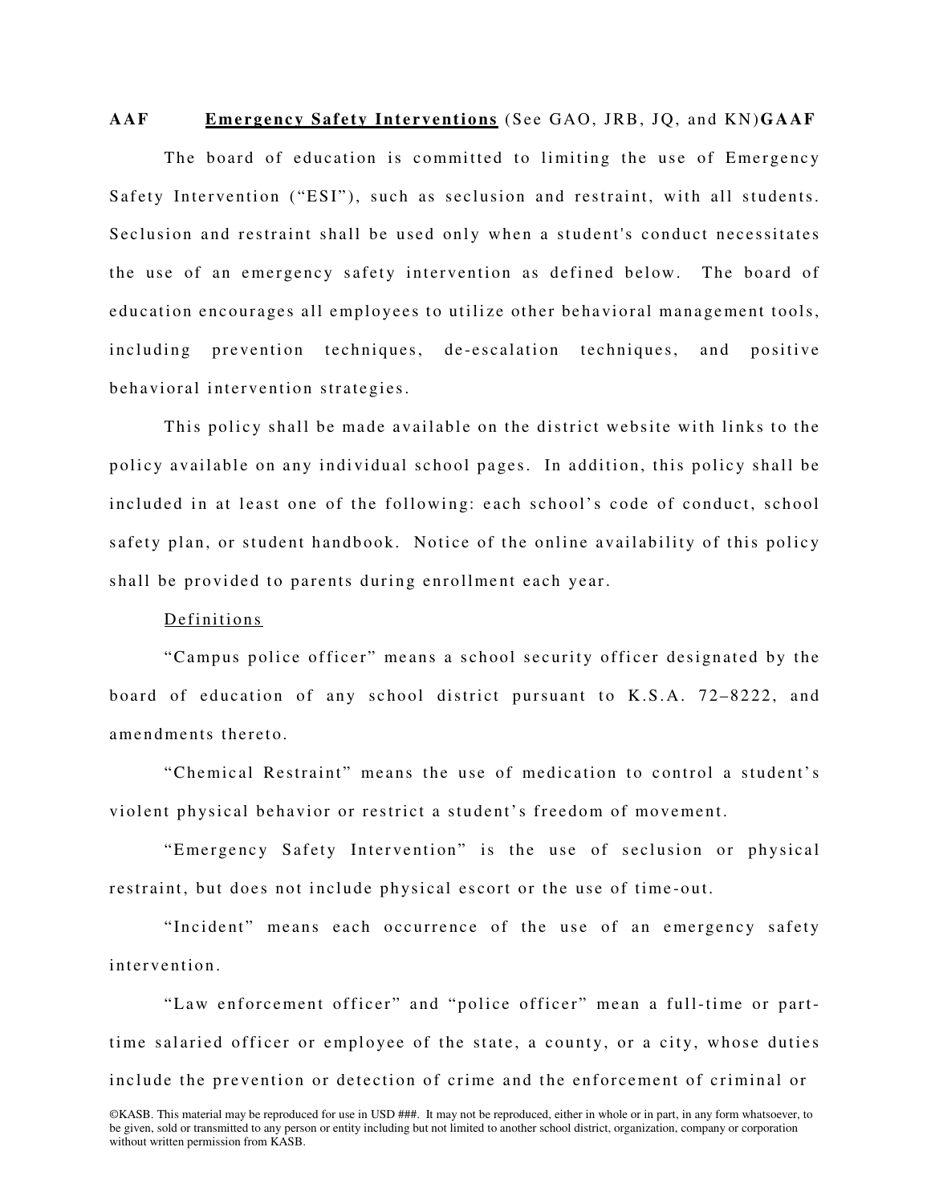**AAF** **Emergency Safety Interventions** (See GAO, JRB, JQ, and KN) **GAAF**

The board of education is committed to limiting the use of Emergency Safety Intervention ("ESI"), such as seclusion and restraint, with all students. Seclusion and restraint shall be used only when a student's conduct necessitates the use of an emergency safety intervention as defined below. The board of education encourages all employees to utilize other behavioral management tools, including prevention techniques, de-escalation techniques, and positive behavioral intervention strategies.

This policy shall be made available on the district website with links to the policy available on any individual school pages. In addition, this policy shall be included in at least one of the following: each school's code of conduct, school safety plan, or student handbook. Notice of the online availability of this policy shall be provided to parents during enrollment each year.

Definitions

"Campus police officer" means a school security officer designated by the board of education of any school district pursuant to K.S.A. 72–8222, and amendments thereto.

"Chemical Restraint" means the use of medication to control a student's violent physical behavior or restrict a student's freedom of movement.

"Emergency Safety Intervention" is the use of seclusion or physical restraint, but does not include physical escort or the use of time-out.

"Incident" means each occurrence of the use of an emergency safety intervention.

"Law enforcement officer" and "police officer" mean a full-time or part-time salaried officer or employee of the state, a county, or a city, whose duties include the prevention or detection of crime and the enforcement of criminal or

©KASB. This material may be reproduced for use in USD ###. It may not be reproduced, either in whole or in part, in any form whatsoever, to be given, sold or transmitted to any person or entity including but not limited to another school district, organization, company or corporation without written permission from KASB.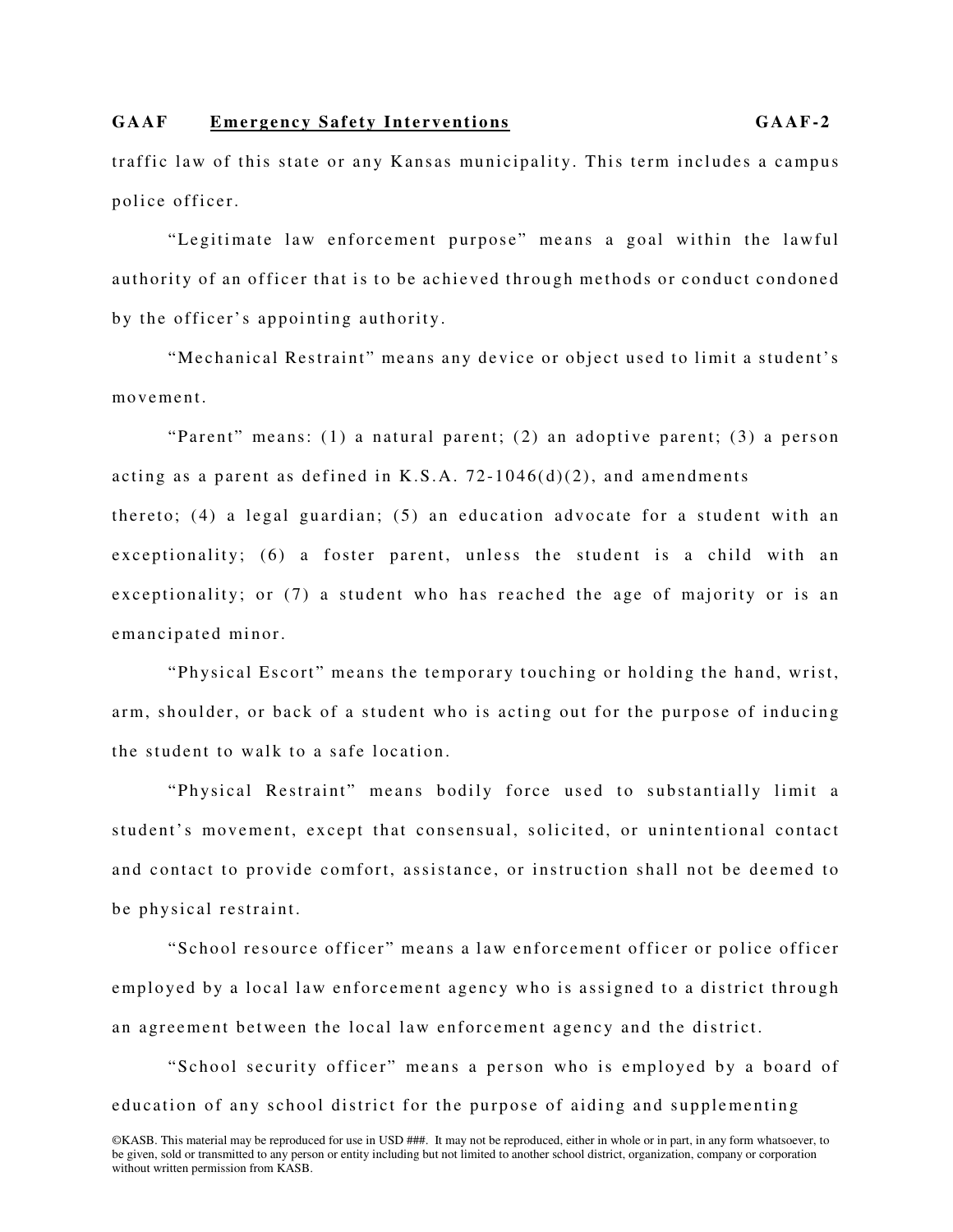traffic law of this state or any Kansas municipality. This term includes a campus police officer.

"Legitimate law enforcement purpose" means a goal within the lawful authority of an officer that is to be achieved through methods or conduct condoned by the officer's appointing authority.

"Mechanical Restraint" means any device or object used to limit a student's movement.

"Parent" means: (1) a natural parent; (2) an adoptive parent; (3) a person acting as a parent as defined in K.S.A. 72-1046(d)(2), and amendments thereto; (4) a legal guardian; (5) an education advocate for a student with an exceptionality; (6) a foster parent, unless the student is a child with an exceptionality; or (7) a student who has reached the age of majority or is an emancipated minor.

"Physical Escort" means the temporary touching or holding the hand, wrist, arm, shoulder, or back of a student who is acting out for the purpose of inducing the student to walk to a safe location.

"Physical Restraint" means bodily force used to substantially limit a student's movement, except that consensual, solicited, or unintentional contact and contact to provide comfort, assistance, or instruction shall not be deemed to be physical restraint.

"School resource officer" means a law enforcement officer or police officer employed by a local law enforcement agency who is assigned to a district through an agreement between the local law enforcement agency and the district.

"School security officer" means a person who is employed by a board of education of any school district for the purpose of aiding and supplementing

©KASB. This material may be reproduced for use in USD ###. It may not be reproduced, either in whole or in part, in any form whatsoever, to be given, sold or transmitted to any person or entity including but not limited to another school district, organization, company or corporation without written permission from KASB.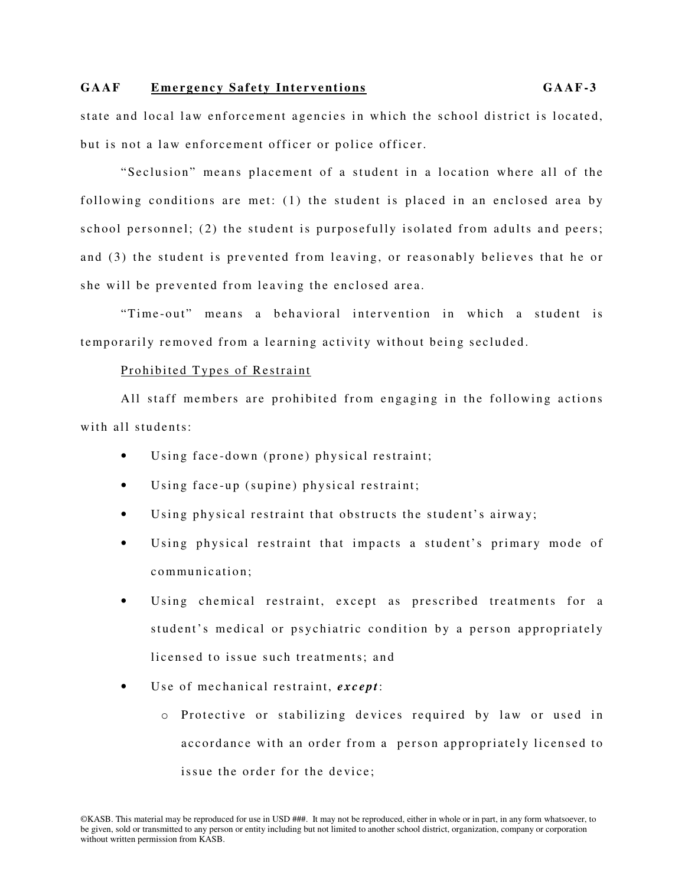state and local law enforcement agencies in which the school district is located, but is not a law enforcement officer or police officer.

"Seclusion" means placement of a student in a location where all of the following conditions are met: (1) the student is placed in an enclosed area by school personnel; (2) the student is purposefully isolated from adults and peers; and (3) the student is prevented from leaving, or reasonably believes that he or she will be prevented from leaving the enclosed area.

"Time-out" means a behavioral intervention in which a student is temporarily removed from a learning activity without being secluded.

Prohibited Types of Restraint

All staff members are prohibited from engaging in the following actions with all students:

- Using face-down (prone) physical restraint;
- Using face-up (supine) physical restraint;
- Using physical restraint that obstructs the student's airway;
- Using physical restraint that impacts a student's primary mode of communication;
- Using chemical restraint, except as prescribed treatments for a student's medical or psychiatric condition by a person appropriately licensed to issue such treatments; and
- Use of mechanical restraint, ***except***:
  - Protective or stabilizing devices required by law or used in accordance with an order from a person appropriately licensed to issue the order for the device;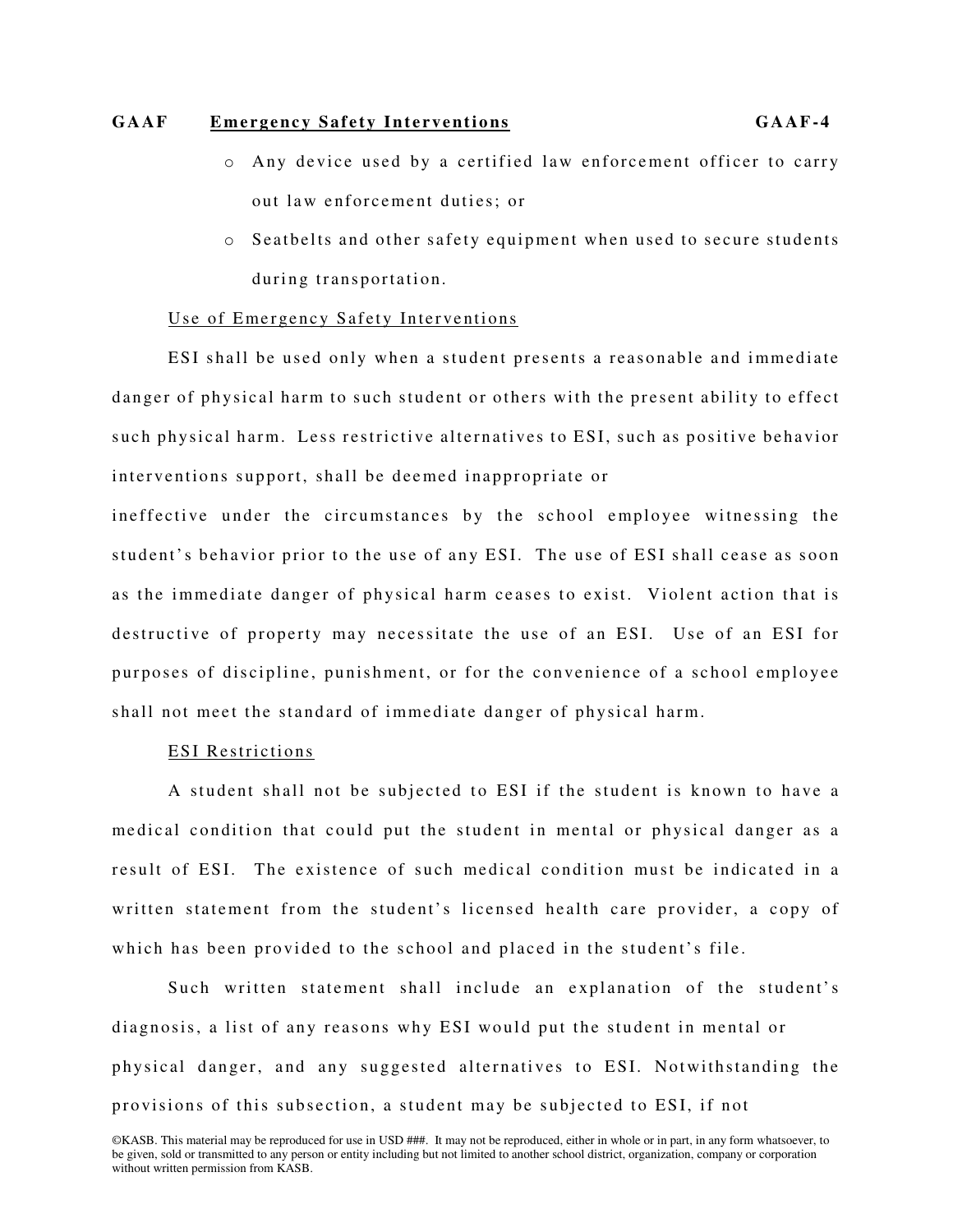- Any device used by a certified law enforcement officer to carry out law enforcement duties; or
- Seatbelts and other safety equipment when used to secure students during transportation.

Use of Emergency Safety Interventions

ESI shall be used only when a student presents a reasonable and immediate danger of physical harm to such student or others with the present ability to effect such physical harm. Less restrictive alternatives to ESI, such as positive behavior interventions support, shall be deemed inappropriate or ineffective under the circumstances by the school employee witnessing the student's behavior prior to the use of any ESI. The use of ESI shall cease as soon as the immediate danger of physical harm ceases to exist. Violent action that is destructive of property may necessitate the use of an ESI. Use of an ESI for purposes of discipline, punishment, or for the convenience of a school employee shall not meet the standard of immediate danger of physical harm.

ESI Restrictions

A student shall not be subjected to ESI if the student is known to have a medical condition that could put the student in mental or physical danger as a result of ESI. The existence of such medical condition must be indicated in a written statement from the student's licensed health care provider, a copy of which has been provided to the school and placed in the student's file.

Such written statement shall include an explanation of the student's diagnosis, a list of any reasons why ESI would put the student in mental or physical danger, and any suggested alternatives to ESI. Notwithstanding the provisions of this subsection, a student may be subjected to ESI, if not

©KASB. This material may be reproduced for use in USD ###. It may not be reproduced, either in whole or in part, in any form whatsoever, to be given, sold or transmitted to any person or entity including but not limited to another school district, organization, company or corporation without written permission from KASB.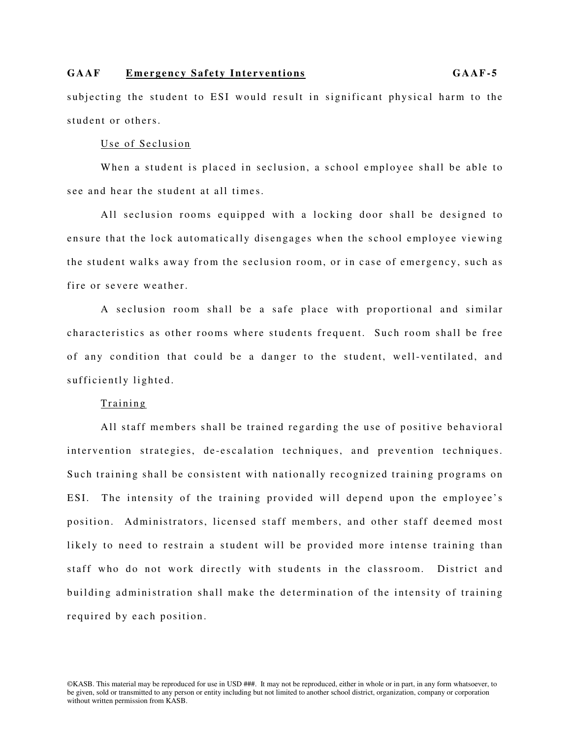subjecting the student to ESI would result in significant physical harm to the student or others.

Use of Seclusion

When a student is placed in seclusion, a school employee shall be able to see and hear the student at all times.

All seclusion rooms equipped with a locking door shall be designed to ensure that the lock automatically disengages when the school employee viewing the student walks away from the seclusion room, or in case of emergency, such as fire or severe weather.

A seclusion room shall be a safe place with proportional and similar characteristics as other rooms where students frequent. Such room shall be free of any condition that could be a danger to the student, well-ventilated, and sufficiently lighted.

Training

All staff members shall be trained regarding the use of positive behavioral intervention strategies, de-escalation techniques, and prevention techniques. Such training shall be consistent with nationally recognized training programs on ESI. The intensity of the training provided will depend upon the employee's position. Administrators, licensed staff members, and other staff deemed most likely to need to restrain a student will be provided more intense training than staff who do not work directly with students in the classroom. District and building administration shall make the determination of the intensity of training required by each position.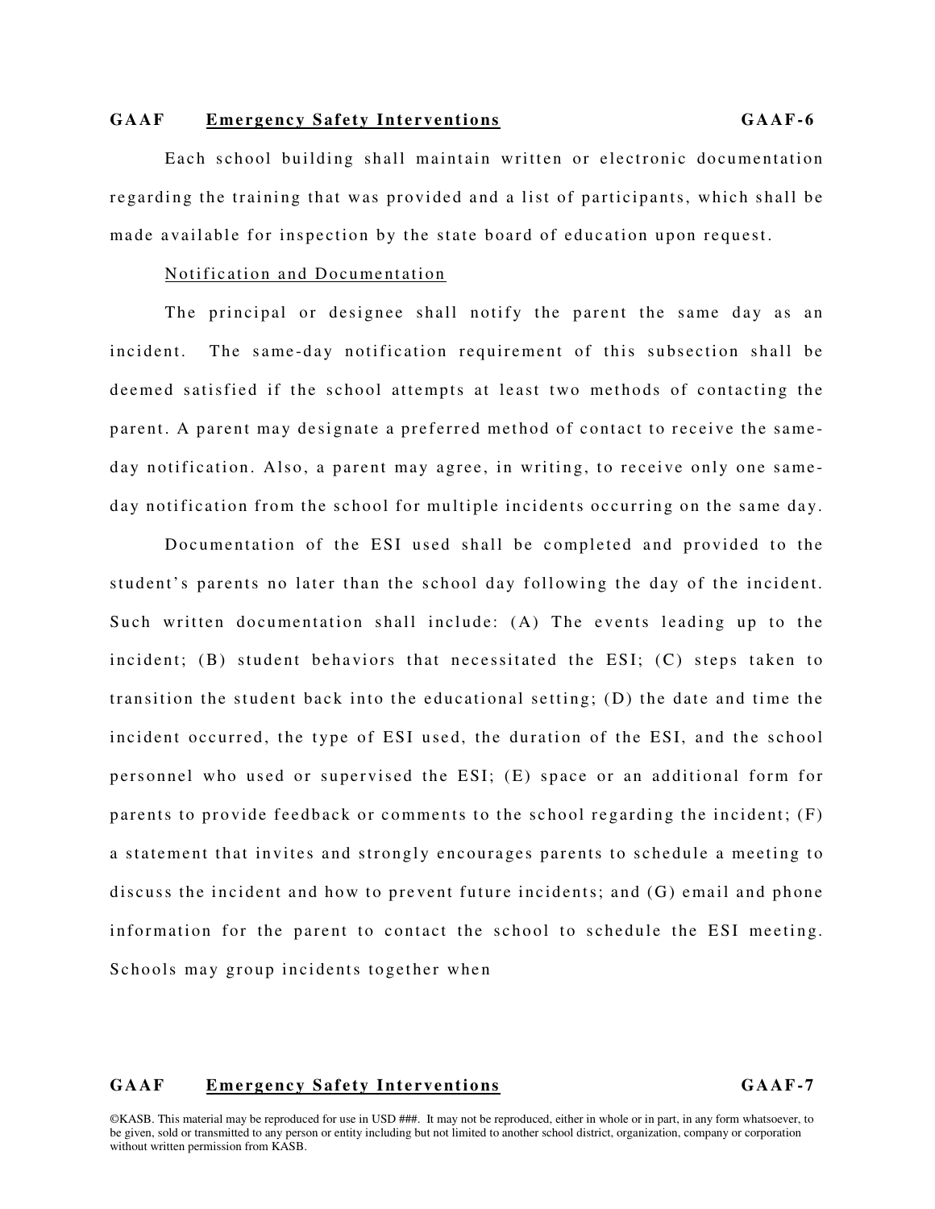Each school building shall maintain written or electronic documentation regarding the training that was provided and a list of participants, which shall be made available for inspection by the state board of education upon request.

Notification and Documentation

The principal or designee shall notify the parent the same day as an incident. The same-day notification requirement of this subsection shall be deemed satisfied if the school attempts at least two methods of contacting the parent. A parent may designate a preferred method of contact to receive the same-day notification. Also, a parent may agree, in writing, to receive only one same-day notification from the school for multiple incidents occurring on the same day.

Documentation of the ESI used shall be completed and provided to the student's parents no later than the school day following the day of the incident. Such written documentation shall include: (A) The events leading up to the incident; (B) student behaviors that necessitated the ESI; (C) steps taken to transition the student back into the educational setting; (D) the date and time the incident occurred, the type of ESI used, the duration of the ESI, and the school personnel who used or supervised the ESI; (E) space or an additional form for parents to provide feedback or comments to the school regarding the incident; (F) a statement that invites and strongly encourages parents to schedule a meeting to discuss the incident and how to prevent future incidents; and (G) email and phone information for the parent to contact the school to schedule the ESI meeting. Schools may group incidents together when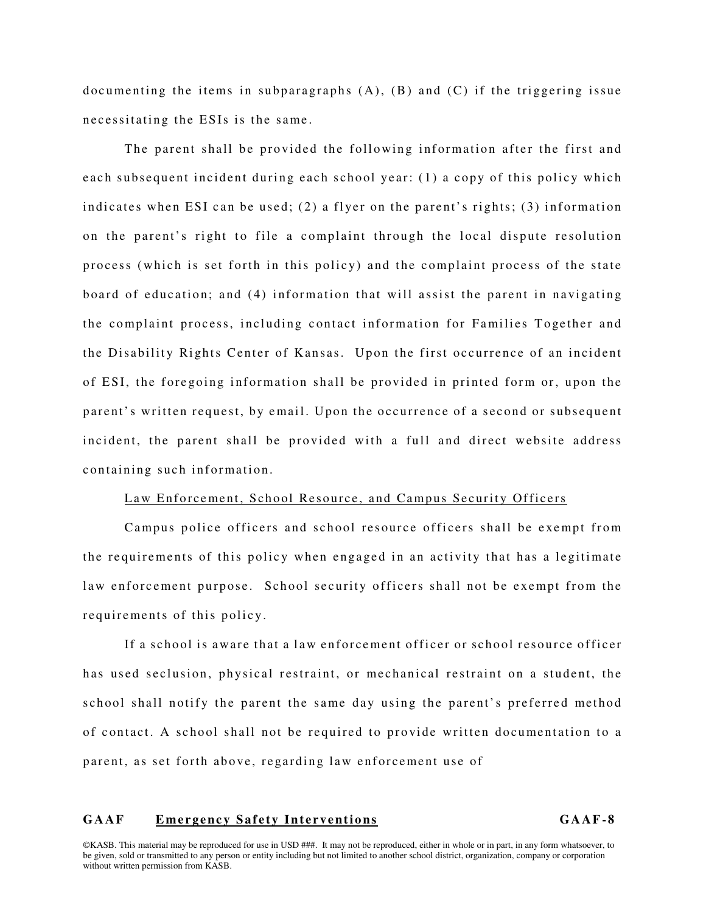documenting the items in subparagraphs (A), (B) and (C) if the triggering issue necessitating the ESIs is the same.

The parent shall be provided the following information after the first and each subsequent incident during each school year: (1) a copy of this policy which indicates when ESI can be used; (2) a flyer on the parent's rights; (3) information on the parent's right to file a complaint through the local dispute resolution process (which is set forth in this policy) and the complaint process of the state board of education; and (4) information that will assist the parent in navigating the complaint process, including contact information for Families Together and the Disability Rights Center of Kansas. Upon the first occurrence of an incident of ESI, the foregoing information shall be provided in printed form or, upon the parent's written request, by email. Upon the occurrence of a second or subsequent incident, the parent shall be provided with a full and direct website address containing such information.

Law Enforcement, School Resource, and Campus Security Officers

Campus police officers and school resource officers shall be exempt from the requirements of this policy when engaged in an activity that has a legitimate law enforcement purpose. School security officers shall not be exempt from the requirements of this policy.

If a school is aware that a law enforcement officer or school resource officer has used seclusion, physical restraint, or mechanical restraint on a student, the school shall notify the parent the same day using the parent's preferred method of contact. A school shall not be required to provide written documentation to a parent, as set forth above, regarding law enforcement use of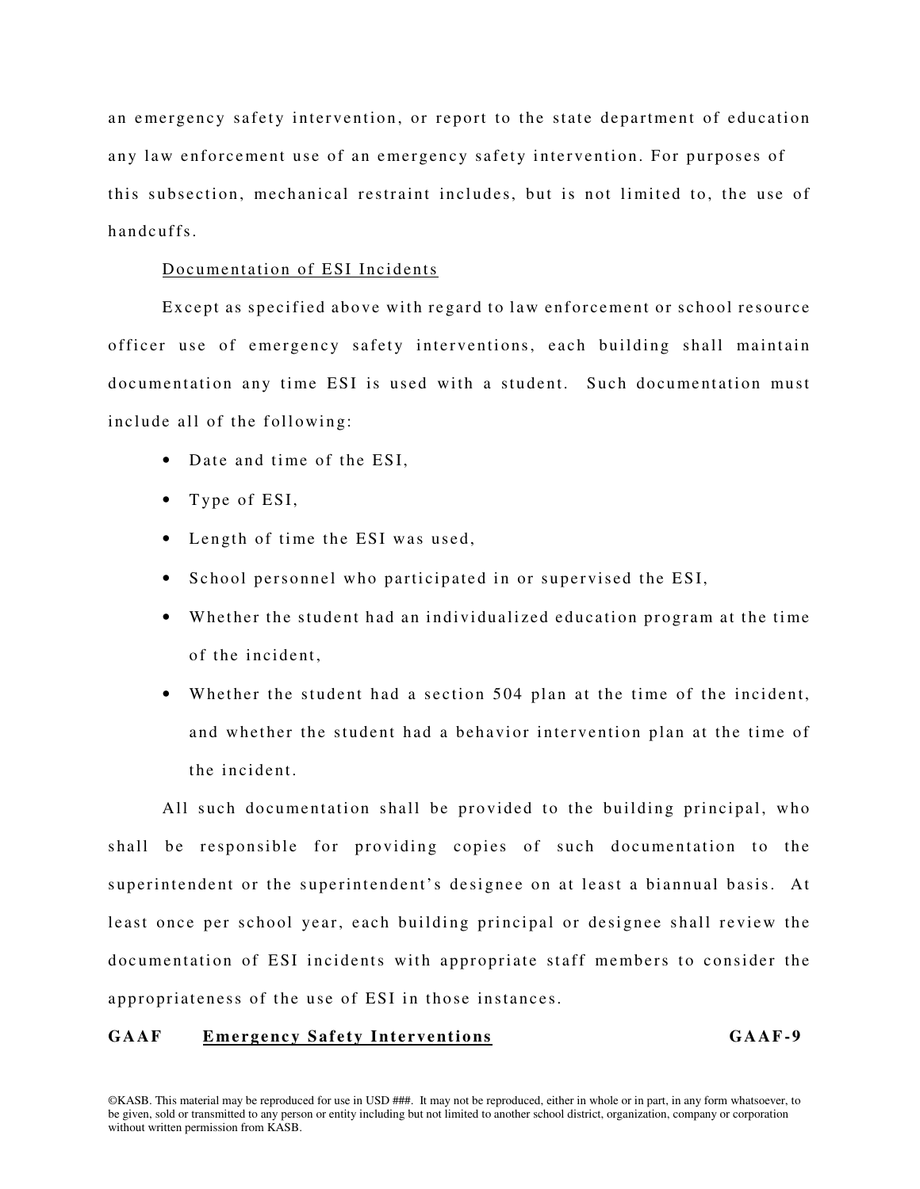an emergency safety intervention, or report to the state department of education any law enforcement use of an emergency safety intervention. For purposes of this subsection, mechanical restraint includes, but is not limited to, the use of handcuffs.

Documentation of ESI Incidents

Except as specified above with regard to law enforcement or school resource officer use of emergency safety interventions, each building shall maintain documentation any time ESI is used with a student. Such documentation must include all of the following:

- Date and time of the ESI,
- Type of ESI,
- Length of time the ESI was used,
- School personnel who participated in or supervised the ESI,
- Whether the student had an individualized education program at the time of the incident,
- Whether the student had a section 504 plan at the time of the incident, and whether the student had a behavior intervention plan at the time of the incident.

All such documentation shall be provided to the building principal, who shall be responsible for providing copies of such documentation to the superintendent or the superintendent's designee on at least a biannual basis. At least once per school year, each building principal or designee shall review the documentation of ESI incidents with appropriate staff members to consider the appropriateness of the use of ESI in those instances.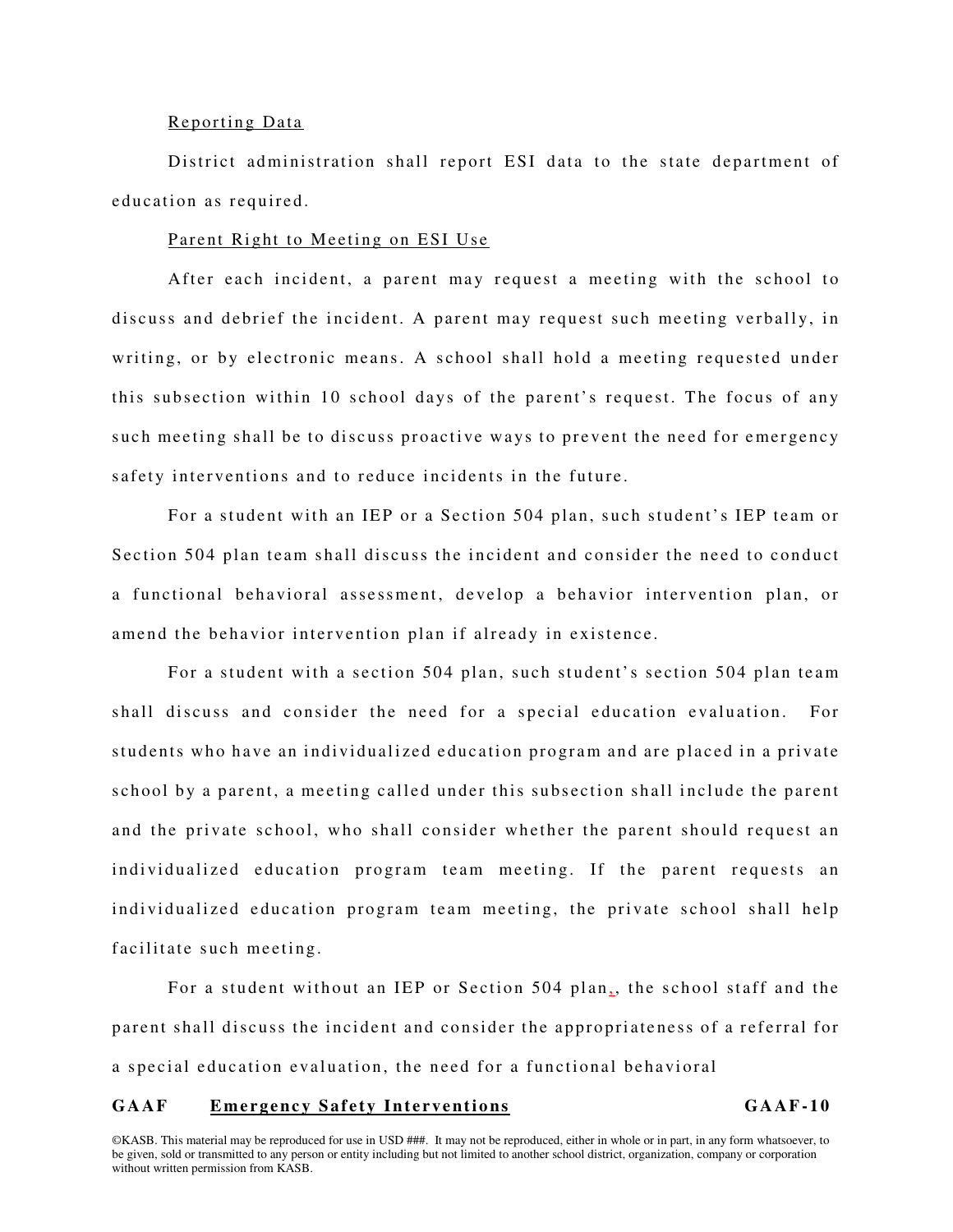Reporting Data

District administration shall report ESI data to the state department of education as required.

Parent Right to Meeting on ESI Use

After each incident, a parent may request a meeting with the school to discuss and debrief the incident. A parent may request such meeting verbally, in writing, or by electronic means. A school shall hold a meeting requested under this subsection within 10 school days of the parent's request. The focus of any such meeting shall be to discuss proactive ways to prevent the need for emergency safety interventions and to reduce incidents in the future.

For a student with an IEP or a Section 504 plan, such student's IEP team or Section 504 plan team shall discuss the incident and consider the need to conduct a functional behavioral assessment, develop a behavior intervention plan, or amend the behavior intervention plan if already in existence.

For a student with a section 504 plan, such student's section 504 plan team shall discuss and consider the need for a special education evaluation. For students who have an individualized education program and are placed in a private school by a parent, a meeting called under this subsection shall include the parent and the private school, who shall consider whether the parent should request an individualized education program team meeting. If the parent requests an individualized education program team meeting, the private school shall help facilitate such meeting.

For a student without an IEP or Section 504 plan,, the school staff and the parent shall discuss the incident and consider the appropriateness of a referral for a special education evaluation, the need for a functional behavioral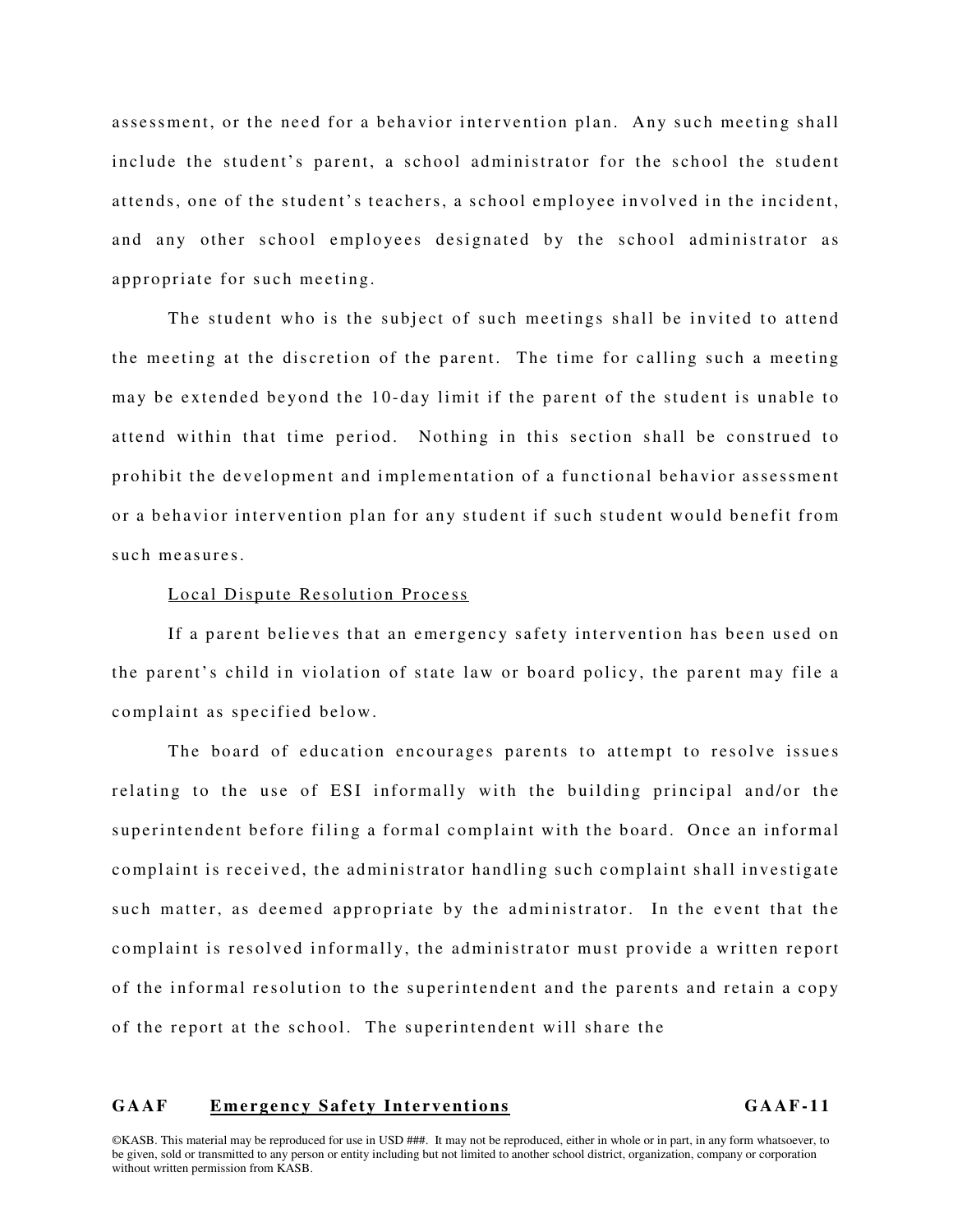assessment, or the need for a behavior intervention plan. Any such meeting shall include the student's parent, a school administrator for the school the student attends, one of the student's teachers, a school employee involved in the incident, and any other school employees designated by the school administrator as appropriate for such meeting.

The student who is the subject of such meetings shall be invited to attend the meeting at the discretion of the parent. The time for calling such a meeting may be extended beyond the 10-day limit if the parent of the student is unable to attend within that time period. Nothing in this section shall be construed to prohibit the development and implementation of a functional behavior assessment or a behavior intervention plan for any student if such student would benefit from such measures.

Local Dispute Resolution Process

If a parent believes that an emergency safety intervention has been used on the parent's child in violation of state law or board policy, the parent may file a complaint as specified below.

The board of education encourages parents to attempt to resolve issues relating to the use of ESI informally with the building principal and/or the superintendent before filing a formal complaint with the board. Once an informal complaint is received, the administrator handling such complaint shall investigate such matter, as deemed appropriate by the administrator. In the event that the complaint is resolved informally, the administrator must provide a written report of the informal resolution to the superintendent and the parents and retain a copy of the report at the school. The superintendent will share the

©KASB. This material may be reproduced for use in USD ###. It may not be reproduced, either in whole or in part, in any form whatsoever, to be given, sold or transmitted to any person or entity including but not limited to another school district, organization, company or corporation without written permission from KASB.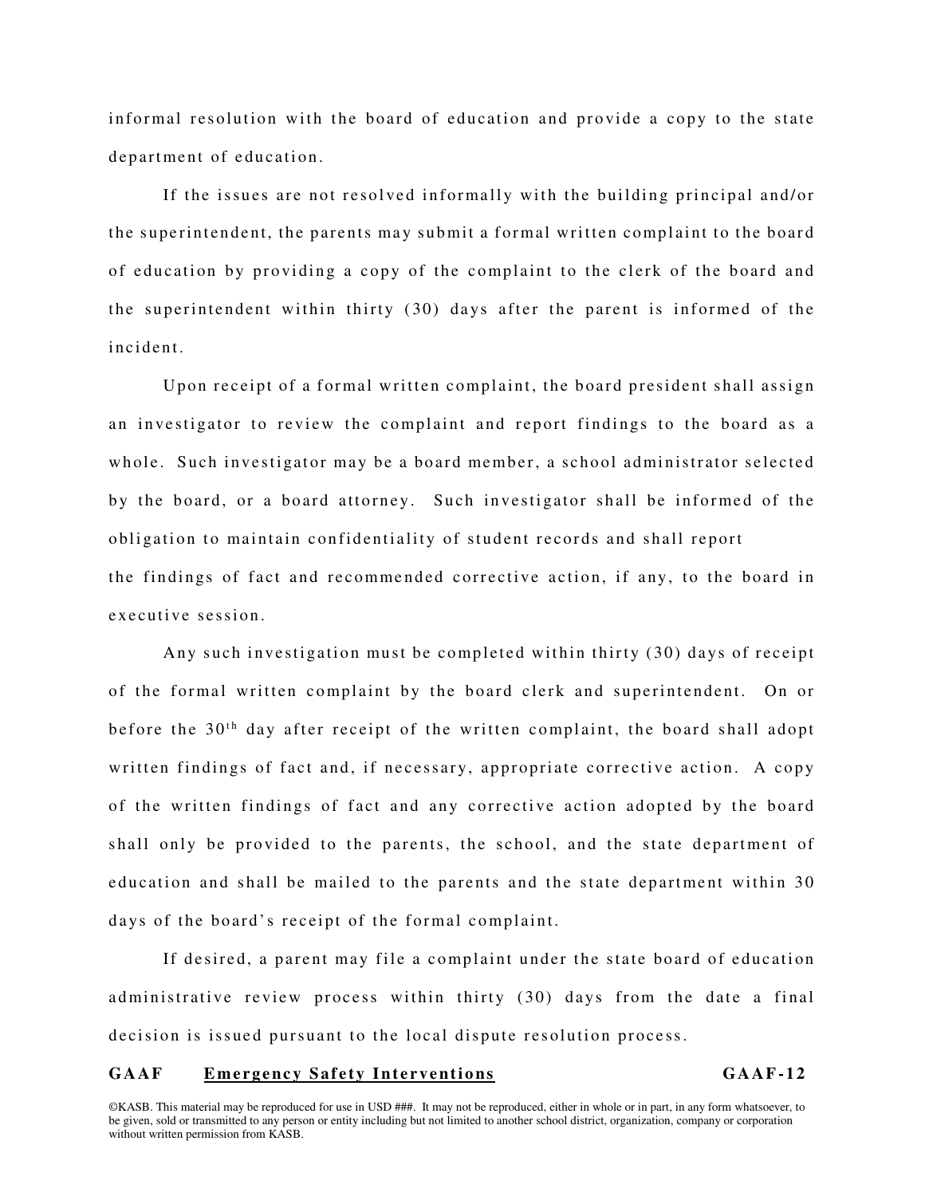informal resolution with the board of education and provide a copy to the state department of education.

If the issues are not resolved informally with the building principal and/or the superintendent, the parents may submit a formal written complaint to the board of education by providing a copy of the complaint to the clerk of the board and the superintendent within thirty (30) days after the parent is informed of the incident.

Upon receipt of a formal written complaint, the board president shall assign an investigator to review the complaint and report findings to the board as a whole. Such investigator may be a board member, a school administrator selected by the board, or a board attorney. Such investigator shall be informed of the obligation to maintain confidentiality of student records and shall report the findings of fact and recommended corrective action, if any, to the board in executive session.

Any such investigation must be completed within thirty (30) days of receipt of the formal written complaint by the board clerk and superintendent. On or before the 30th day after receipt of the written complaint, the board shall adopt written findings of fact and, if necessary, appropriate corrective action. A copy of the written findings of fact and any corrective action adopted by the board shall only be provided to the parents, the school, and the state department of education and shall be mailed to the parents and the state department within 30 days of the board's receipt of the formal complaint.

If desired, a parent may file a complaint under the state board of education administrative review process within thirty (30) days from the date a final decision is issued pursuant to the local dispute resolution process.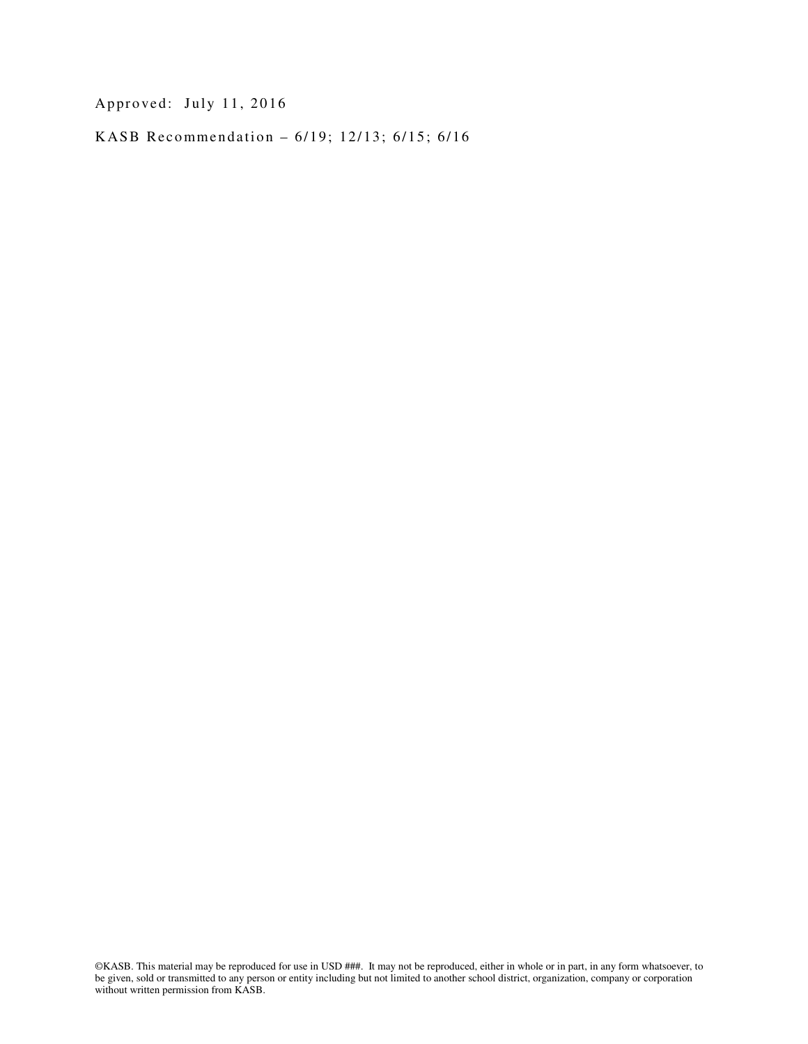Approved: July 11, 2016

KASB Recommendation – 6/19; 12/13; 6/15; 6/16

©KASB. This material may be reproduced for use in USD ###. It may not be reproduced, either in whole or in part, in any form whatsoever, to be given, sold or transmitted to any person or entity including but not limited to another school district, organization, company or corporation without written permission from KASB.